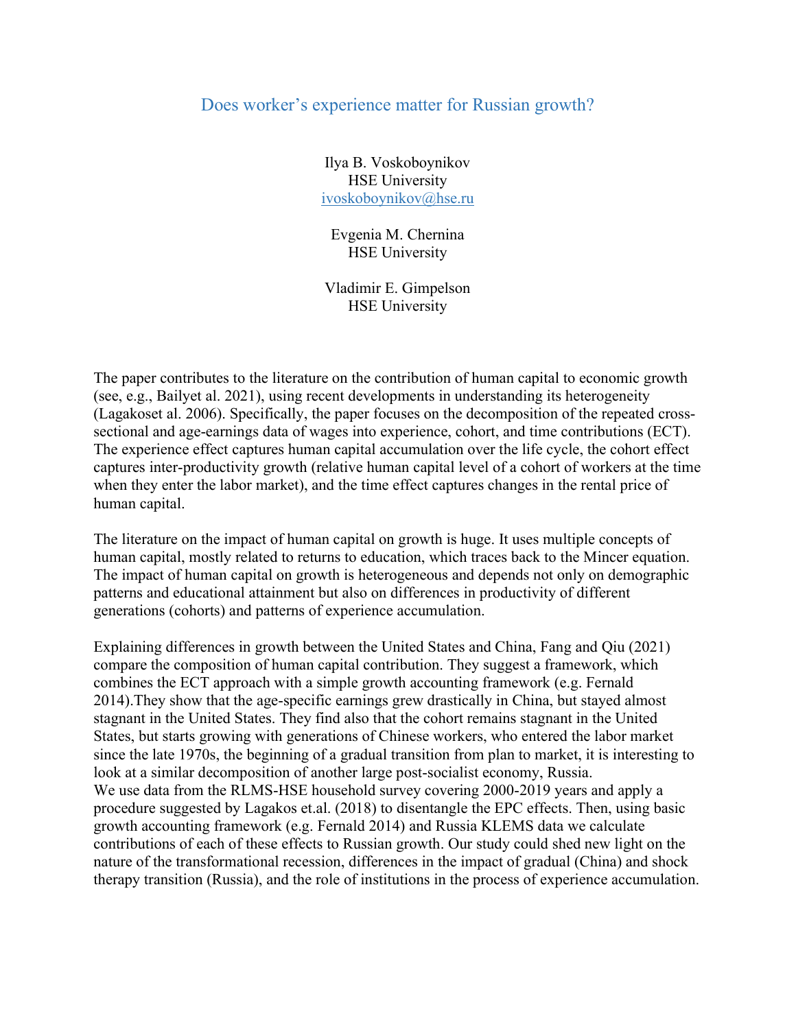# Does worker's experience matter for Russian growth?

Ilya B. Voskoboynikov  
HSE University  
ivoskoboynikov@hse.ru

Evgenia M. Chernina  
HSE University

Vladimir E. Gimpelson  
HSE University

The paper contributes to the literature on the contribution of human capital to economic growth (see, e.g., Bailyet al. 2021), using recent developments in understanding its heterogeneity (Lagakoset al. 2006). Specifically, the paper focuses on the decomposition of the repeated cross-sectional and age-earnings data of wages into experience, cohort, and time contributions (ECT). The experience effect captures human capital accumulation over the life cycle, the cohort effect captures inter-productivity growth (relative human capital level of a cohort of workers at the time when they enter the labor market), and the time effect captures changes in the rental price of human capital.

The literature on the impact of human capital on growth is huge. It uses multiple concepts of human capital, mostly related to returns to education, which traces back to the Mincer equation. The impact of human capital on growth is heterogeneous and depends not only on demographic patterns and educational attainment but also on differences in productivity of different generations (cohorts) and patterns of experience accumulation.

Explaining differences in growth between the United States and China, Fang and Qiu (2021) compare the composition of human capital contribution. They suggest a framework, which combines the ECT approach with a simple growth accounting framework (e.g. Fernald 2014).They show that the age-specific earnings grew drastically in China, but stayed almost stagnant in the United States. They find also that the cohort remains stagnant in the United States, but starts growing with generations of Chinese workers, who entered the labor market since the late 1970s, the beginning of a gradual transition from plan to market, it is interesting to look at a similar decomposition of another large post-socialist economy, Russia.
We use data from the RLMS-HSE household survey covering 2000-2019 years and apply a procedure suggested by Lagakos et.al. (2018) to disentangle the EPC effects. Then, using basic growth accounting framework (e.g. Fernald 2014) and Russia KLEMS data we calculate contributions of each of these effects to Russian growth. Our study could shed new light on the nature of the transformational recession, differences in the impact of gradual (China) and shock therapy transition (Russia), and the role of institutions in the process of experience accumulation.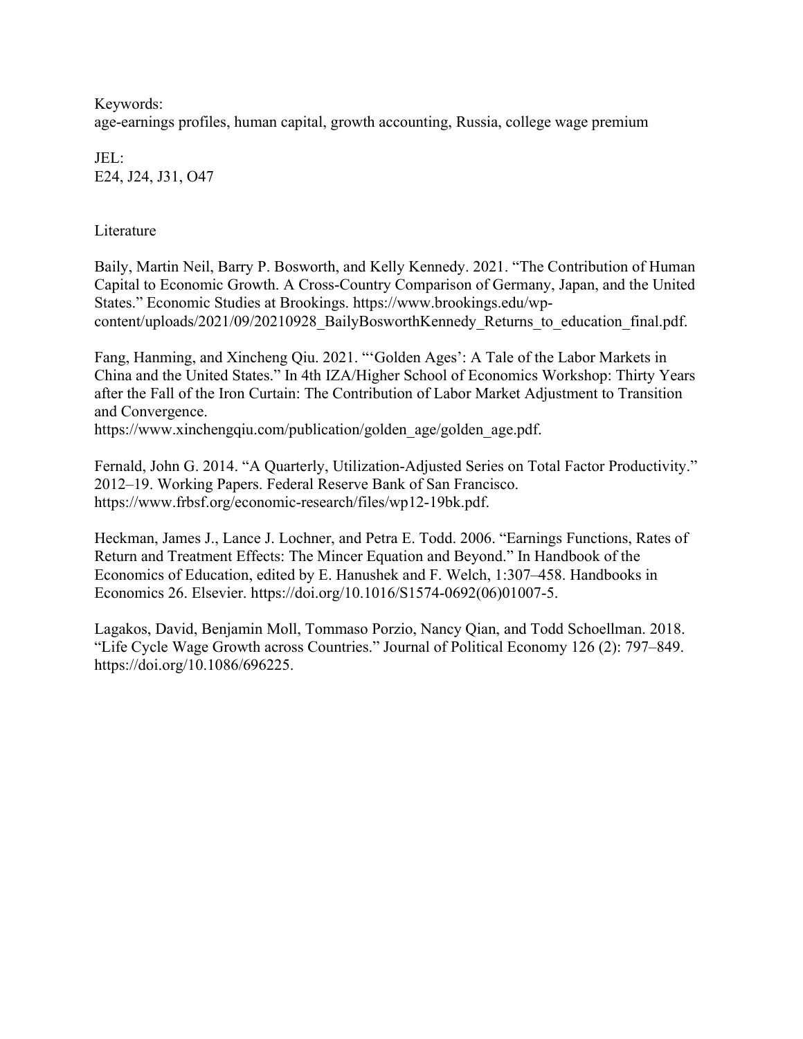Keywords:
age-earnings profiles, human capital, growth accounting, Russia, college wage premium

JEL:
E24, J24, J31, O47

Literature

Baily, Martin Neil, Barry P. Bosworth, and Kelly Kennedy. 2021. "The Contribution of Human Capital to Economic Growth. A Cross-Country Comparison of Germany, Japan, and the United States." Economic Studies at Brookings. https://www.brookings.edu/wp-content/uploads/2021/09/20210928_BailyBosworthKennedy_Returns_to_education_final.pdf.

Fang, Hanming, and Xincheng Qiu. 2021. "'Golden Ages': A Tale of the Labor Markets in China and the United States." In 4th IZA/Higher School of Economics Workshop: Thirty Years after the Fall of the Iron Curtain: The Contribution of Labor Market Adjustment to Transition and Convergence.
https://www.xinchengqiu.com/publication/golden_age/golden_age.pdf.

Fernald, John G. 2014. "A Quarterly, Utilization-Adjusted Series on Total Factor Productivity." 2012–19. Working Papers. Federal Reserve Bank of San Francisco. https://www.frbsf.org/economic-research/files/wp12-19bk.pdf.

Heckman, James J., Lance J. Lochner, and Petra E. Todd. 2006. "Earnings Functions, Rates of Return and Treatment Effects: The Mincer Equation and Beyond." In Handbook of the Economics of Education, edited by E. Hanushek and F. Welch, 1:307–458. Handbooks in Economics 26. Elsevier. https://doi.org/10.1016/S1574-0692(06)01007-5.

Lagakos, David, Benjamin Moll, Tommaso Porzio, Nancy Qian, and Todd Schoellman. 2018. "Life Cycle Wage Growth across Countries." Journal of Political Economy 126 (2): 797–849. https://doi.org/10.1086/696225.